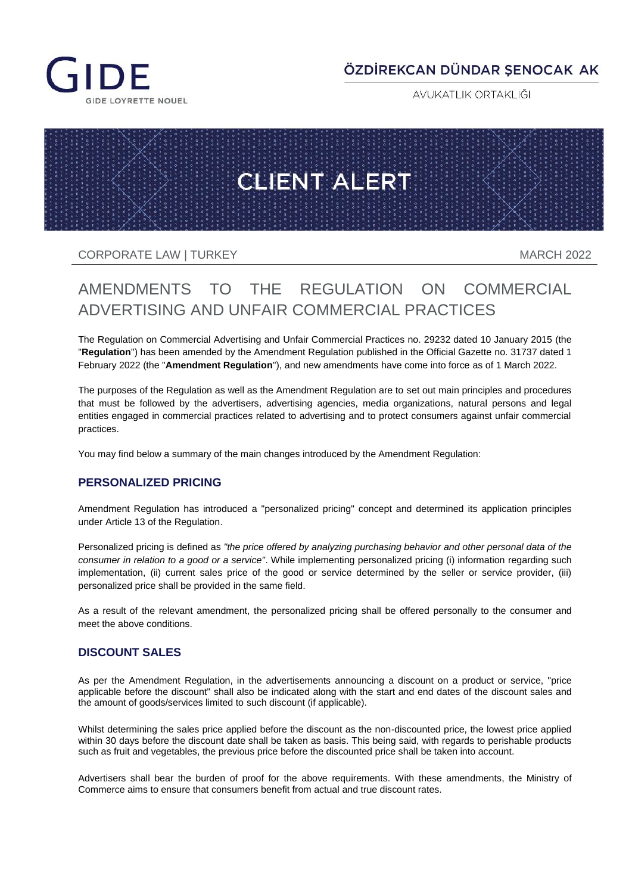GIDE

GIDE LOYRETTE NOUEL

ÖZDİREKCAN DÜNDAR ŞENOCAK AK

AVUKATLIK ORTAKLIĞI

CLIENT ALERT

CORPORATE LAW | TURKEY

MARCH 2022

# AMENDMENTS TO THE REGULATION ON COMMERCIAL ADVERTISING AND UNFAIR COMMERCIAL PRACTICES

The Regulation on Commercial Advertising and Unfair Commercial Practices no. 29232 dated 10 January 2015 (the "**Regulation**") has been amended by the Amendment Regulation published in the Official Gazette no. 31737 dated 1 February 2022 (the "**Amendment Regulation**"), and new amendments have come into force as of 1 March 2022.

The purposes of the Regulation as well as the Amendment Regulation are to set out main principles and procedures that must be followed by the advertisers, advertising agencies, media organizations, natural persons and legal entities engaged in commercial practices related to advertising and to protect consumers against unfair commercial practices.

You may find below a summary of the main changes introduced by the Amendment Regulation:

## PERSONALIZED PRICING

Amendment Regulation has introduced a "personalized pricing" concept and determined its application principles under Article 13 of the Regulation.

Personalized pricing is defined as *"the price offered by analyzing purchasing behavior and other personal data of the consumer in relation to a good or a service"*. While implementing personalized pricing (i) information regarding such implementation, (ii) current sales price of the good or service determined by the seller or service provider, (iii) personalized price shall be provided in the same field.

As a result of the relevant amendment, the personalized pricing shall be offered personally to the consumer and meet the above conditions.

## DISCOUNT SALES

As per the Amendment Regulation, in the advertisements announcing a discount on a product or service, "price applicable before the discount" shall also be indicated along with the start and end dates of the discount sales and the amount of goods/services limited to such discount (if applicable).

Whilst determining the sales price applied before the discount as the non-discounted price, the lowest price applied within 30 days before the discount date shall be taken as basis. This being said, with regards to perishable products such as fruit and vegetables, the previous price before the discounted price shall be taken into account.

Advertisers shall bear the burden of proof for the above requirements. With these amendments, the Ministry of Commerce aims to ensure that consumers benefit from actual and true discount rates.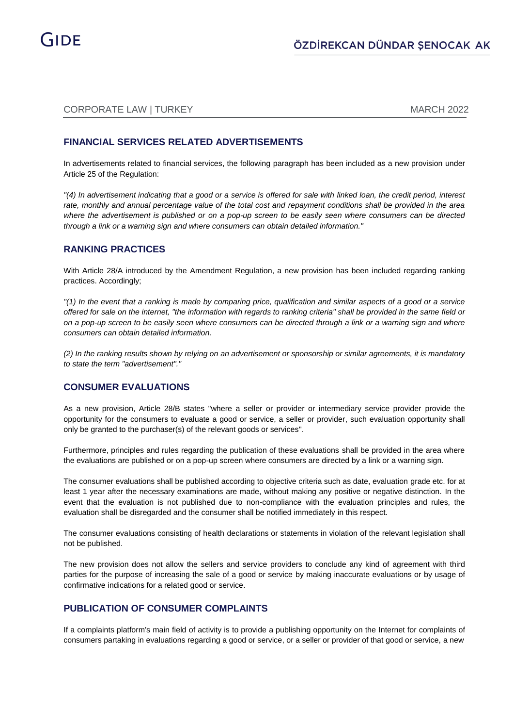## FINANCIAL SERVICES RELATED ADVERTISEMENTS

In advertisements related to financial services, the following paragraph has been included as a new provision under Article 25 of the Regulation:

*"(4) In advertisement indicating that a good or a service is offered for sale with linked loan, the credit period, interest rate, monthly and annual percentage value of the total cost and repayment conditions shall be provided in the area where the advertisement is published or on a pop-up screen to be easily seen where consumers can be directed through a link or a warning sign and where consumers can obtain detailed information."*

## RANKING PRACTICES

With Article 28/A introduced by the Amendment Regulation, a new provision has been included regarding ranking practices. Accordingly;

*"(1) In the event that a ranking is made by comparing price, qualification and similar aspects of a good or a service offered for sale on the internet, "the information with regards to ranking criteria" shall be provided in the same field or on a pop-up screen to be easily seen where consumers can be directed through a link or a warning sign and where consumers can obtain detailed information.*

*(2) In the ranking results shown by relying on an advertisement or sponsorship or similar agreements, it is mandatory to state the term "advertisement"."*

## CONSUMER EVALUATIONS

As a new provision, Article 28/B states "where a seller or provider or intermediary service provider provide the opportunity for the consumers to evaluate a good or service, a seller or provider, such evaluation opportunity shall only be granted to the purchaser(s) of the relevant goods or services".

Furthermore, principles and rules regarding the publication of these evaluations shall be provided in the area where the evaluations are published or on a pop-up screen where consumers are directed by a link or a warning sign.

The consumer evaluations shall be published according to objective criteria such as date, evaluation grade etc. for at least 1 year after the necessary examinations are made, without making any positive or negative distinction. In the event that the evaluation is not published due to non-compliance with the evaluation principles and rules, the evaluation shall be disregarded and the consumer shall be notified immediately in this respect.

The consumer evaluations consisting of health declarations or statements in violation of the relevant legislation shall not be published.

The new provision does not allow the sellers and service providers to conclude any kind of agreement with third parties for the purpose of increasing the sale of a good or service by making inaccurate evaluations or by usage of confirmative indications for a related good or service.

## PUBLICATION OF CONSUMER COMPLAINTS

If a complaints platform's main field of activity is to provide a publishing opportunity on the Internet for complaints of consumers partaking in evaluations regarding a good or service, or a seller or provider of that good or service, a new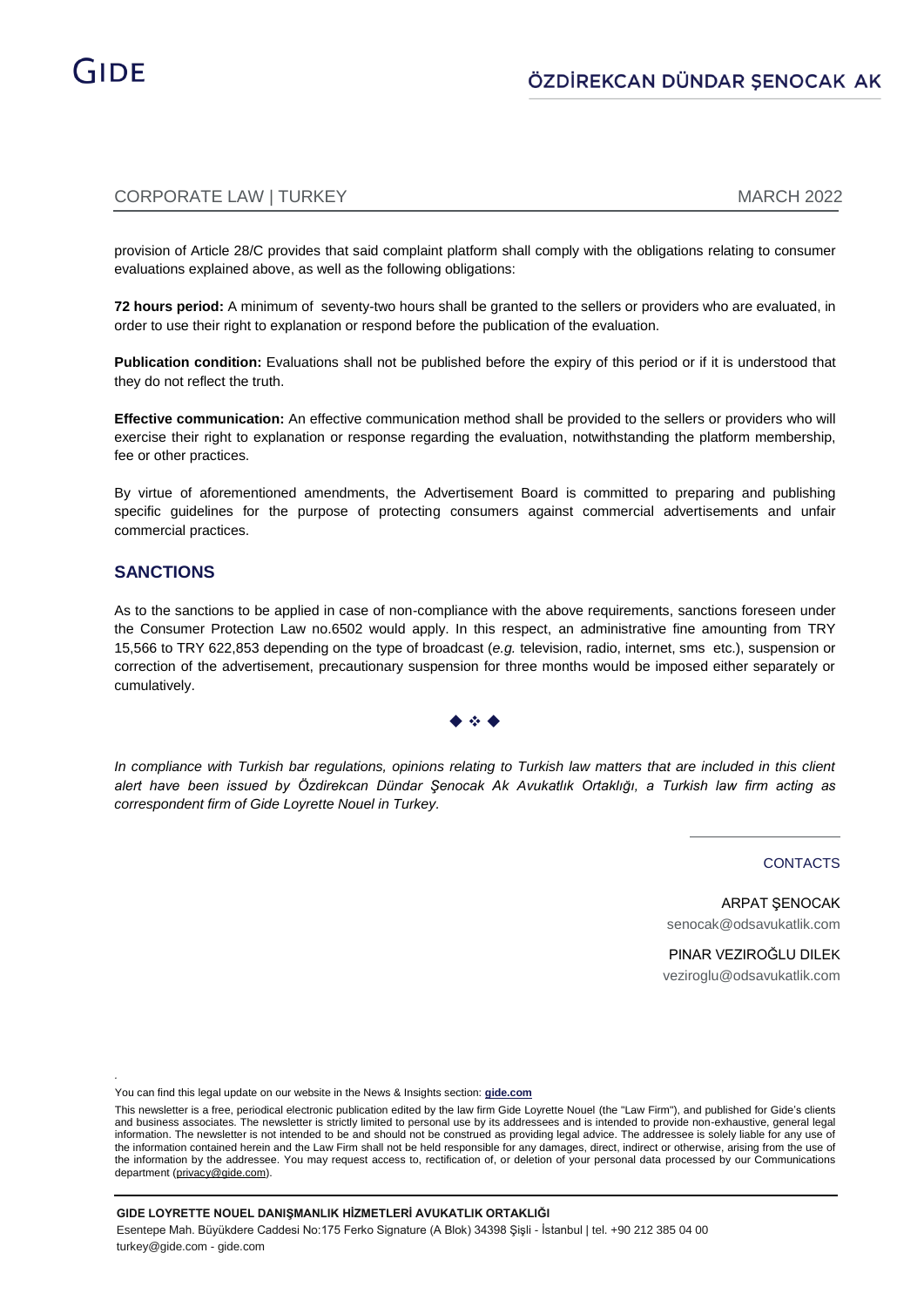provision of Article 28/C provides that said complaint platform shall comply with the obligations relating to consumer evaluations explained above, as well as the following obligations:

**72 hours period:** A minimum of seventy-two hours shall be granted to the sellers or providers who are evaluated, in order to use their right to explanation or respond before the publication of the evaluation.

**Publication condition:** Evaluations shall not be published before the expiry of this period or if it is understood that they do not reflect the truth.

**Effective communication:** An effective communication method shall be provided to the sellers or providers who will exercise their right to explanation or response regarding the evaluation, notwithstanding the platform membership, fee or other practices.

By virtue of aforementioned amendments, the Advertisement Board is committed to preparing and publishing specific guidelines for the purpose of protecting consumers against commercial advertisements and unfair commercial practices.

## SANCTIONS

As to the sanctions to be applied in case of non-compliance with the above requirements, sanctions foreseen under the Consumer Protection Law no.6502 would apply. In this respect, an administrative fine amounting from TRY 15,566 to TRY 622,853 depending on the type of broadcast (*e.g.* television, radio, internet, sms etc.), suspension or correction of the advertisement, precautionary suspension for three months would be imposed either separately or cumulatively.

◆ ❖ ◆

*In compliance with Turkish bar regulations, opinions relating to Turkish law matters that are included in this client alert have been issued by Özdirekcan Dündar Şenocak Ak Avukatlık Ortaklığı, a Turkish law firm acting as correspondent firm of Gide Loyrette Nouel in Turkey.*

CONTACTS

ARPAT ŞENOCAK
senocak@odsavukatlik.com

PINAR VEZIROĞLU DILEK
veziroglu@odsavukatlik.com

You can find this legal update on our website in the News & Insights section: **gide.com**

This newsletter is a free, periodical electronic publication edited by the law firm Gide Loyrette Nouel (the "Law Firm"), and published for Gide's clients and business associates. The newsletter is strictly limited to personal use by its addressees and is intended to provide non-exhaustive, general legal information. The newsletter is not intended to be and should not be construed as providing legal advice. The addressee is solely liable for any use of the information contained herein and the Law Firm shall not be held responsible for any damages, direct, indirect or otherwise, arising from the use of the information by the addressee. You may request access to, rectification of, or deletion of your personal data processed by our Communications department (privacy@gide.com).

**GIDE LOYRETTE NOUEL DANIŞMANLIK HİZMETLERİ AVUKATLIK ORTAKLIĞI**
Esentepe Mah. Büyükdere Caddesi No:175 Ferko Signature (A Blok) 34398 Şişli - İstanbul | tel. +90 212 385 04 00
turkey@gide.com - gide.com